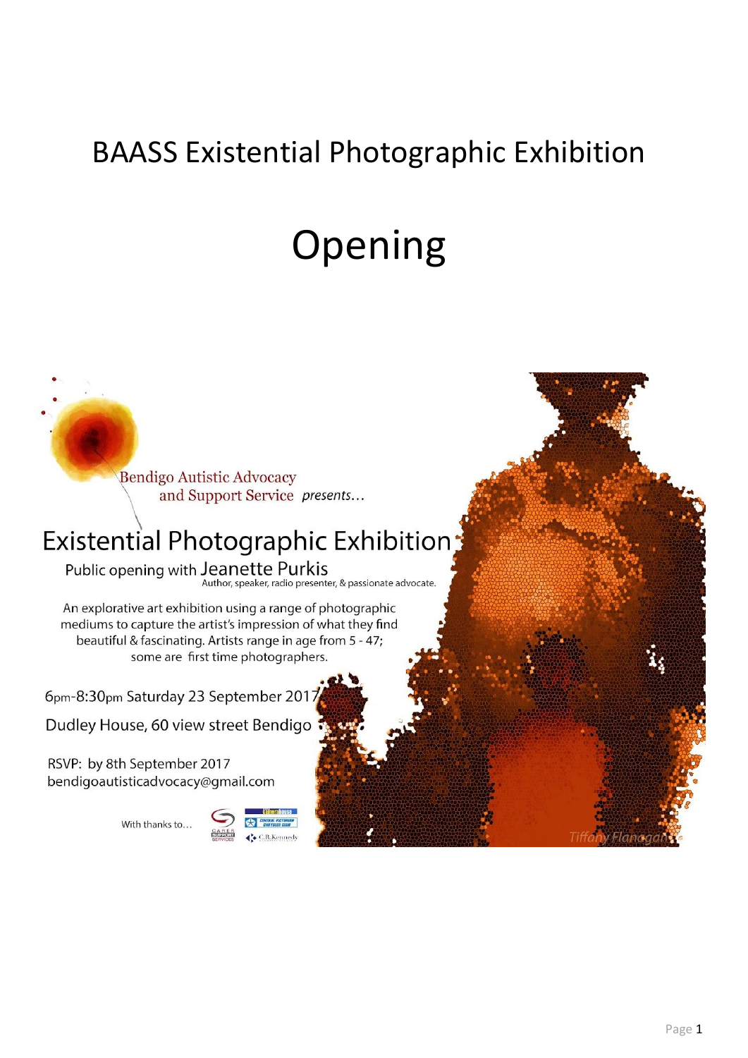# BAASS Existential Photographic Exhibition

# Opening

Bendigo Autistic Advocacy and Support Service *presents…*

## Existential Photographic Exhibition

Public opening with Jeanette Purkis
Author, speaker, radio presenter, & passionate advocate.

An explorative art exhibition using a range of photographic mediums to capture the artist's impression of what they find beautiful & fascinating. Artists range in age from 5 - 47; some are first time photographers.

6pm-8:30pm Saturday 23 September 2017

Dudley House, 60 view street Bendigo

RSVP: by 8th September 2017
bendigoautisticadvocacy@gmail.com

With thanks to…

Tiffany Flanagan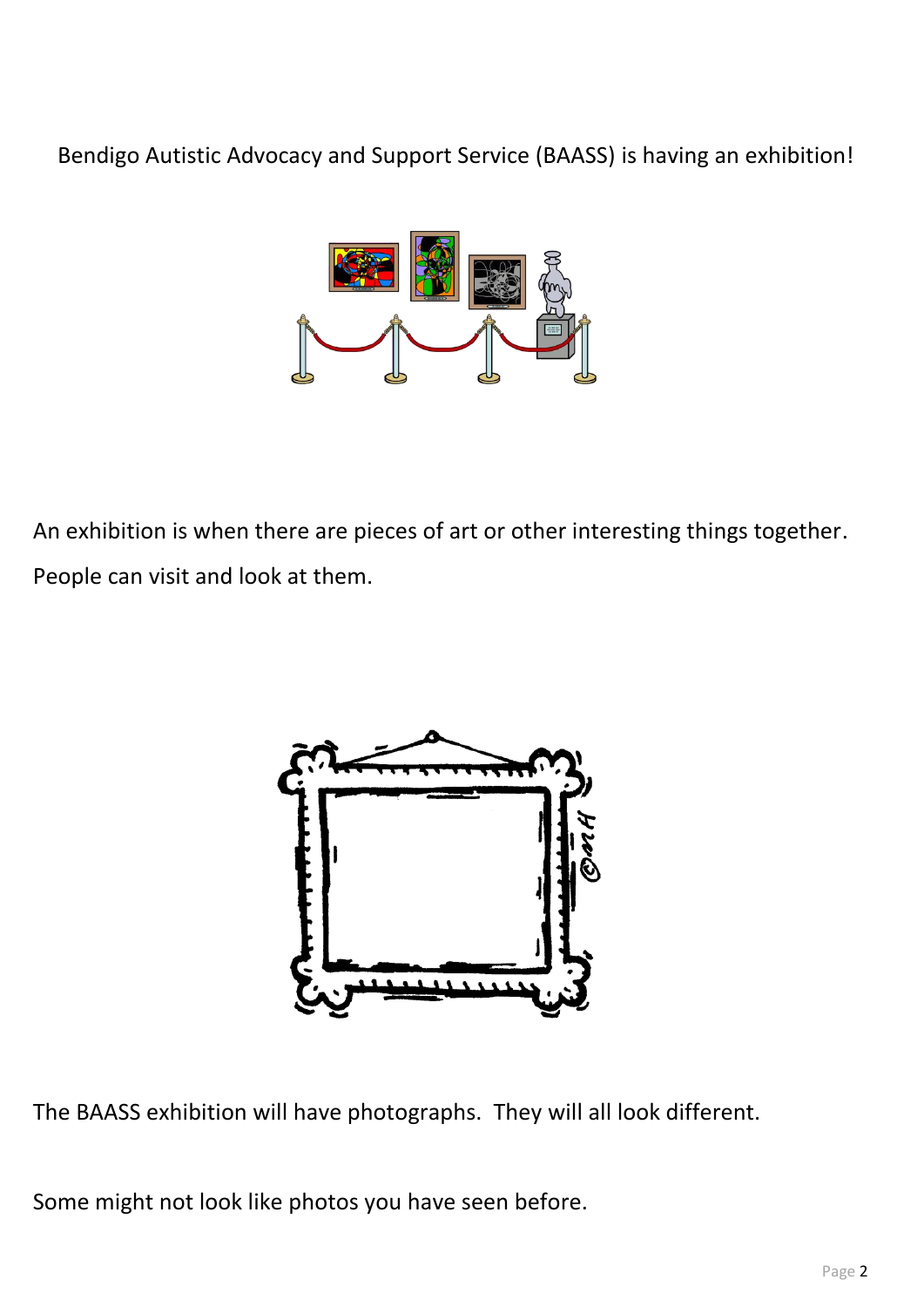Bendigo Autistic Advocacy and Support Service (BAASS) is having an exhibition!

An exhibition is when there are pieces of art or other interesting things together. People can visit and look at them.

The BAASS exhibition will have photographs. They will all look different.

Some might not look like photos you have seen before.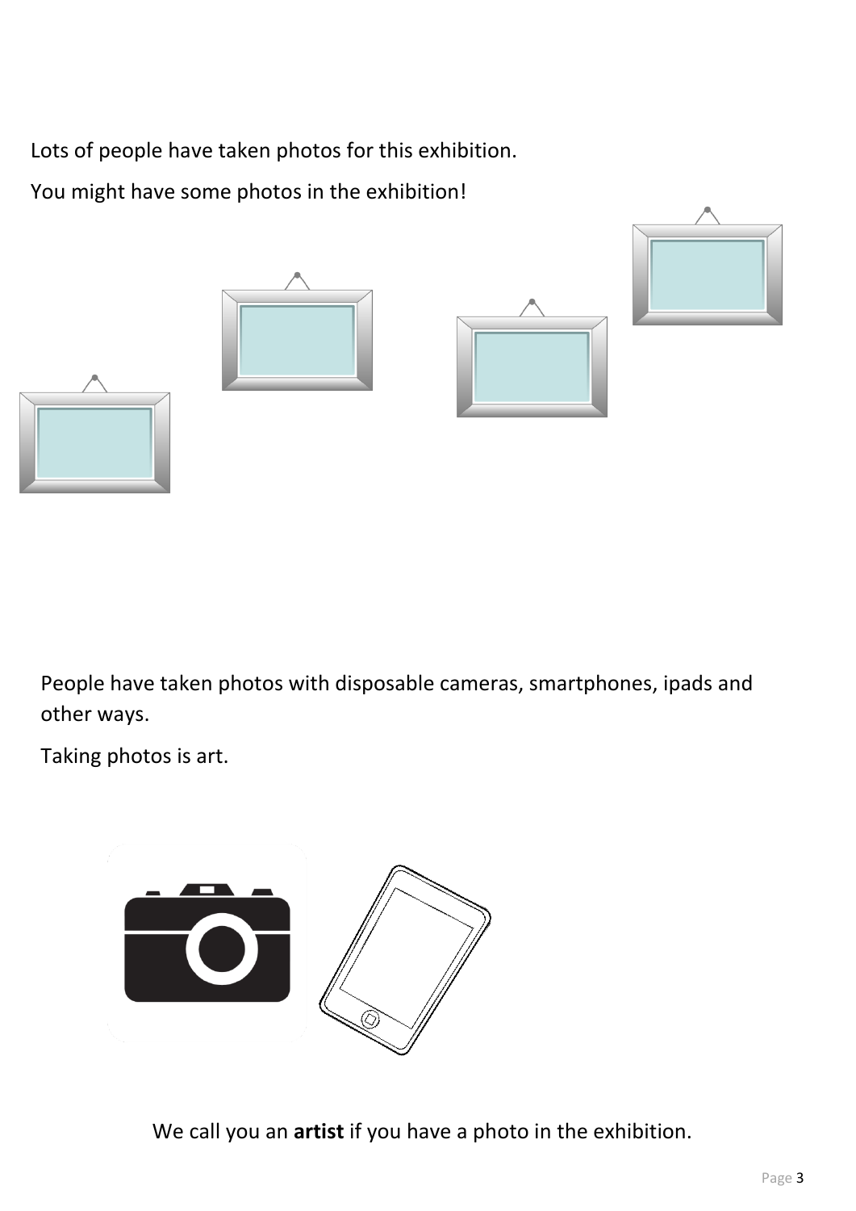Lots of people have taken photos for this exhibition.

You might have some photos in the exhibition!

People have taken photos with disposable cameras, smartphones, ipads and other ways.

Taking photos is art.

We call you an **artist** if you have a photo in the exhibition.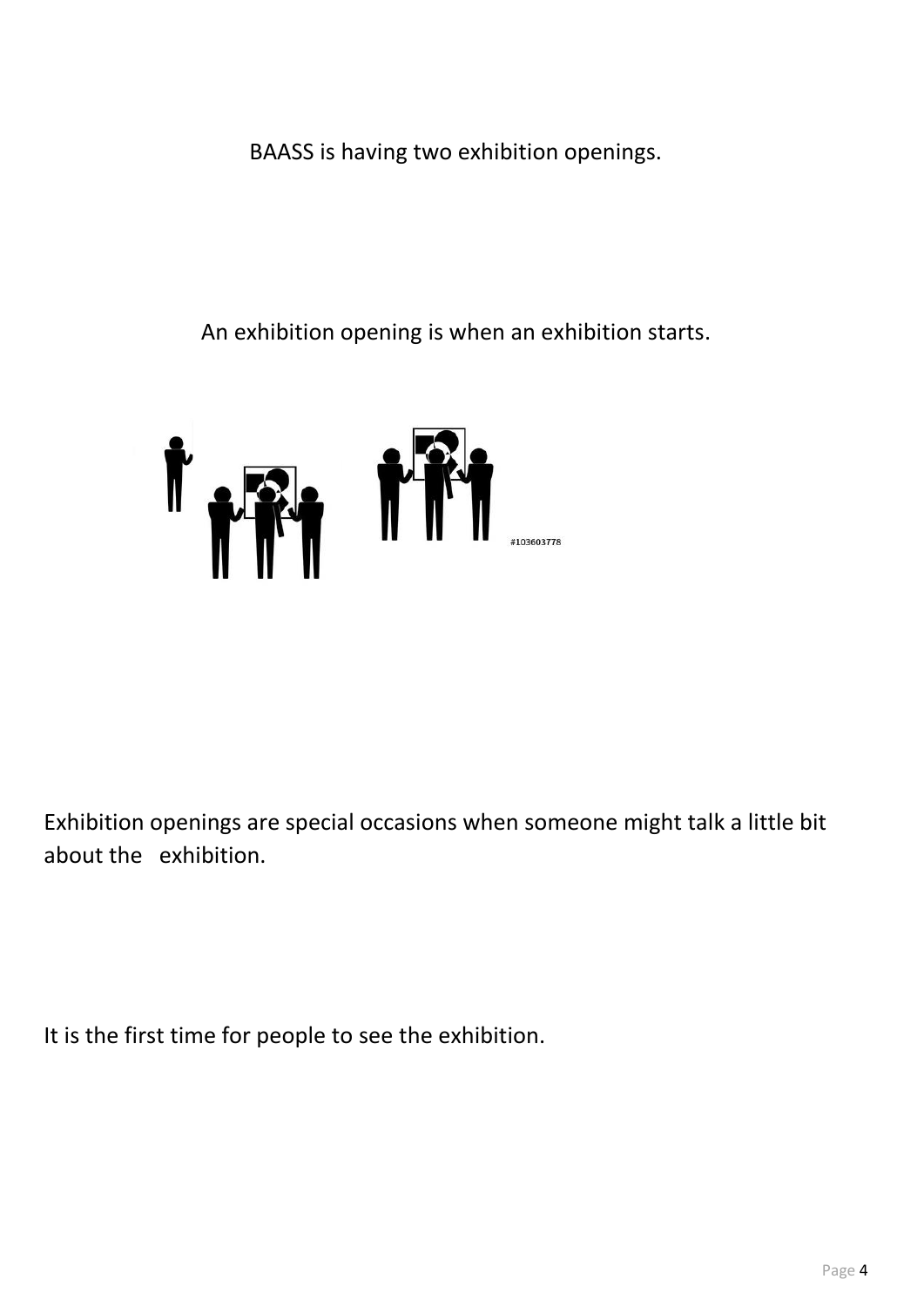BAASS is having two exhibition openings.

An exhibition opening is when an exhibition starts.

Exhibition openings are special occasions when someone might talk a little bit about the exhibition.

It is the first time for people to see the exhibition.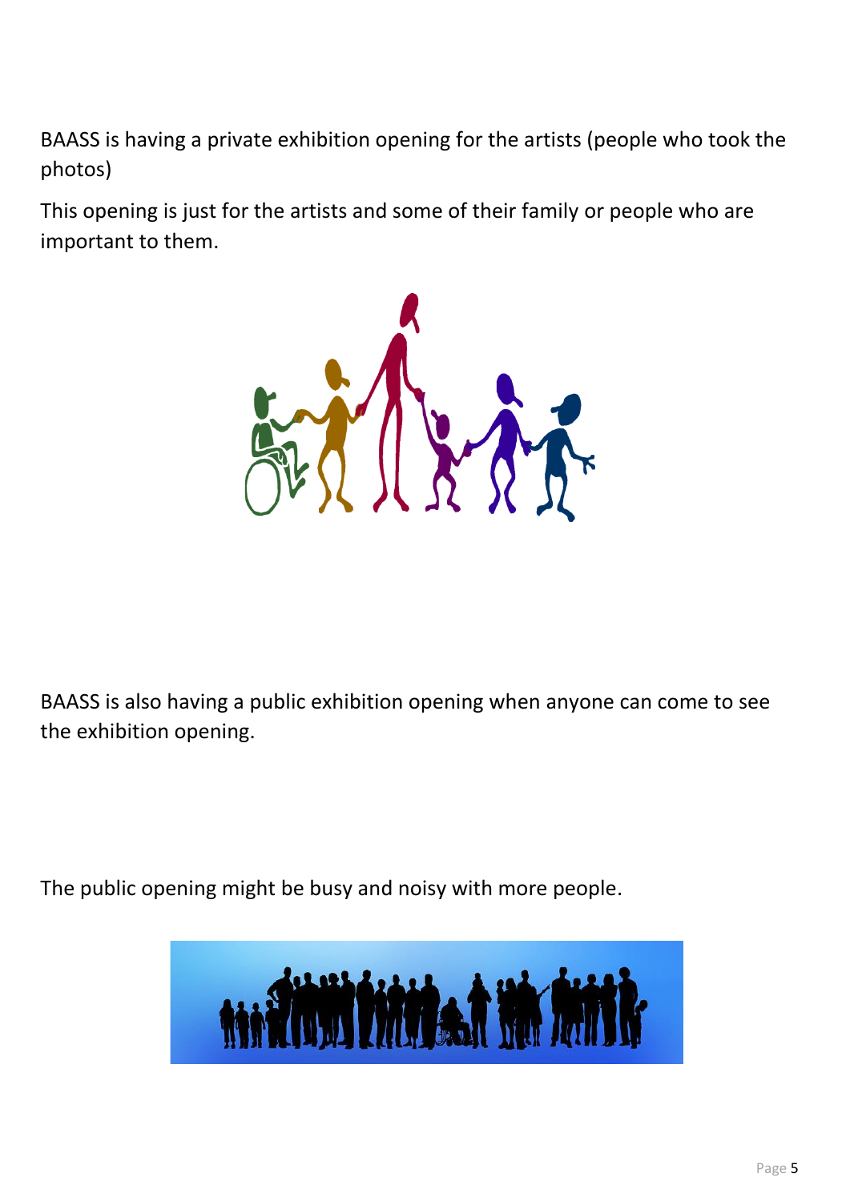BAASS is having a private exhibition opening for the artists (people who took the photos)

This opening is just for the artists and some of their family or people who are important to them.

BAASS is also having a public exhibition opening when anyone can come to see the exhibition opening.

The public opening might be busy and noisy with more people.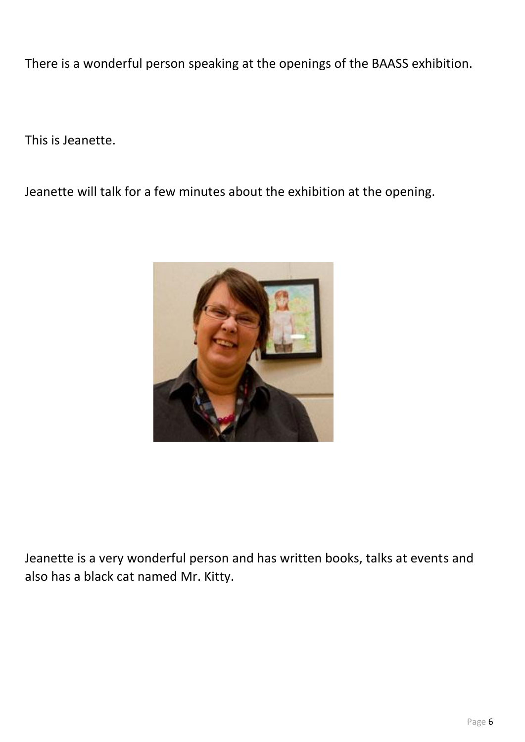There is a wonderful person speaking at the openings of the BAASS exhibition.

This is Jeanette.

Jeanette will talk for a few minutes about the exhibition at the opening.

Jeanette is a very wonderful person and has written books, talks at events and also has a black cat named Mr. Kitty.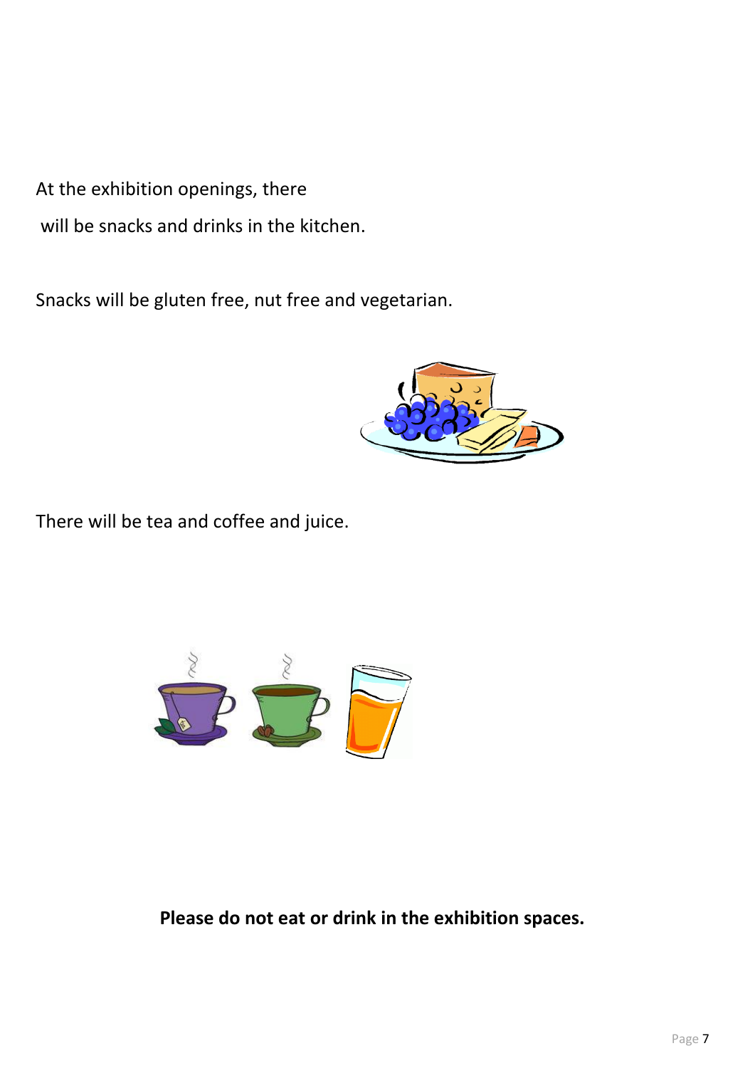At the exhibition openings, there will be snacks and drinks in the kitchen.

Snacks will be gluten free, nut free and vegetarian.

There will be tea and coffee and juice.

**Please do not eat or drink in the exhibition spaces.**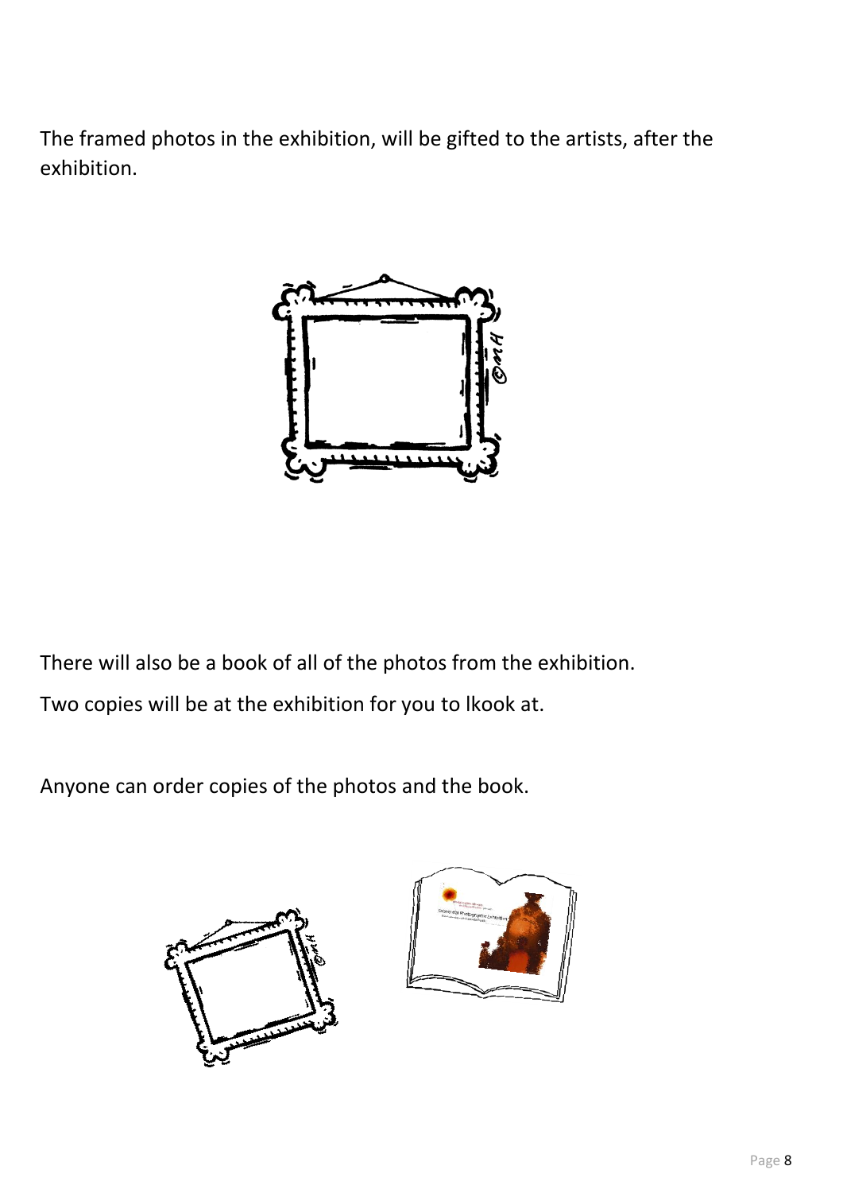The framed photos in the exhibition, will be gifted to the artists, after the exhibition.

There will also be a book of all of the photos from the exhibition.

Two copies will be at the exhibition for you to lkook at.

Anyone can order copies of the photos and the book.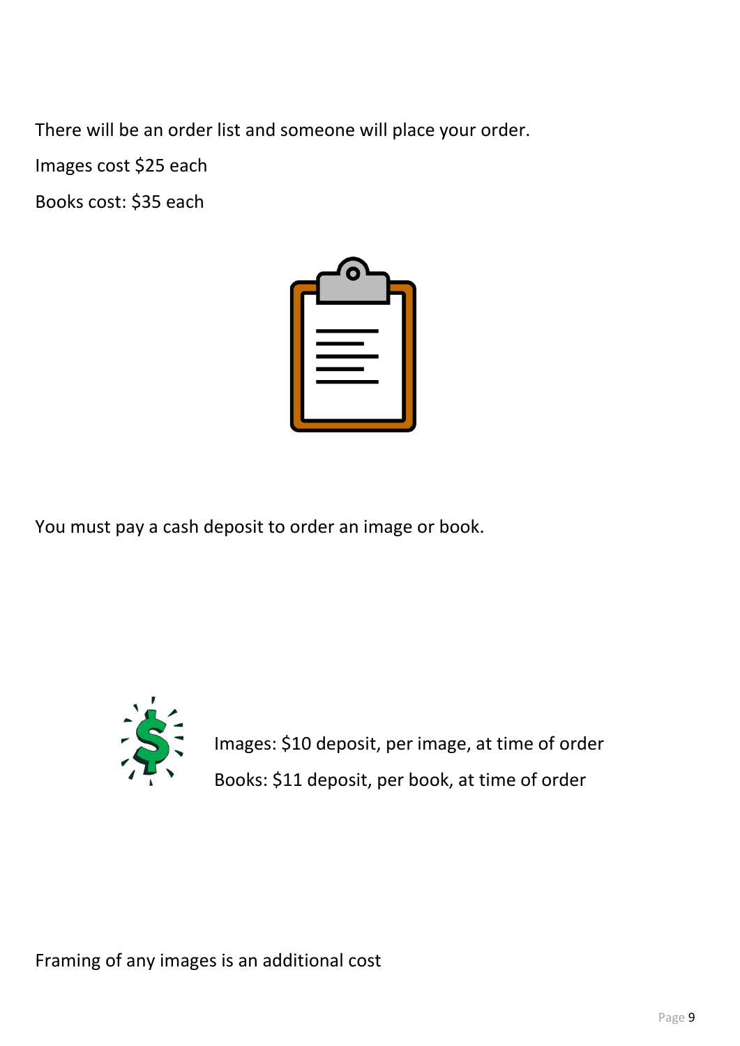There will be an order list and someone will place your order.

Images cost $25 each

Books cost: $35 each

You must pay a cash deposit to order an image or book.

Images: $10 deposit, per image, at time of order

Books: $11 deposit, per book, at time of order

Framing of any images is an additional cost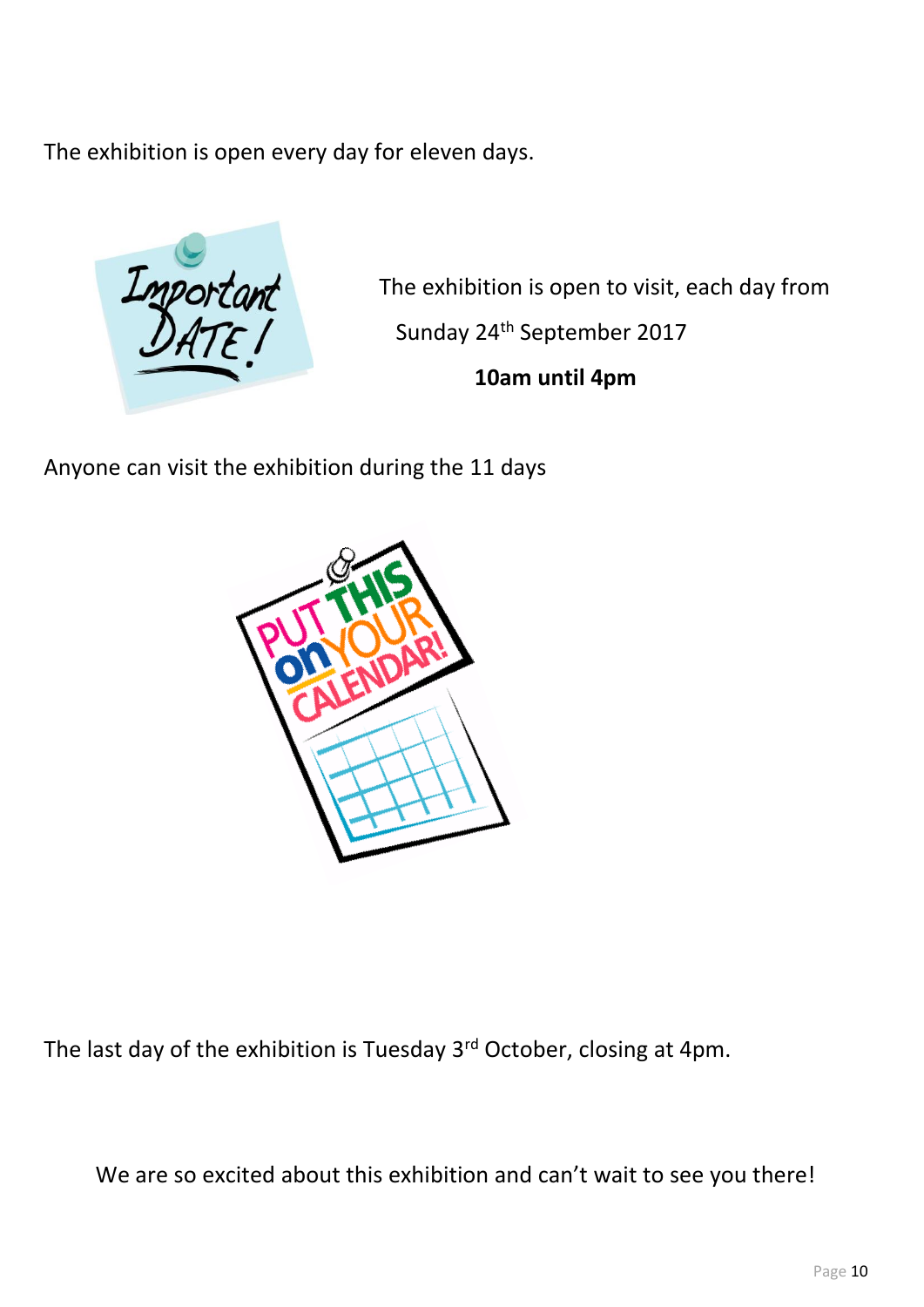The exhibition is open every day for eleven days.

The exhibition is open to visit, each day from

Sunday 24th September 2017

**10am until 4pm**

Anyone can visit the exhibition during the 11 days

The last day of the exhibition is Tuesday 3rd October, closing at 4pm.

We are so excited about this exhibition and can't wait to see you there!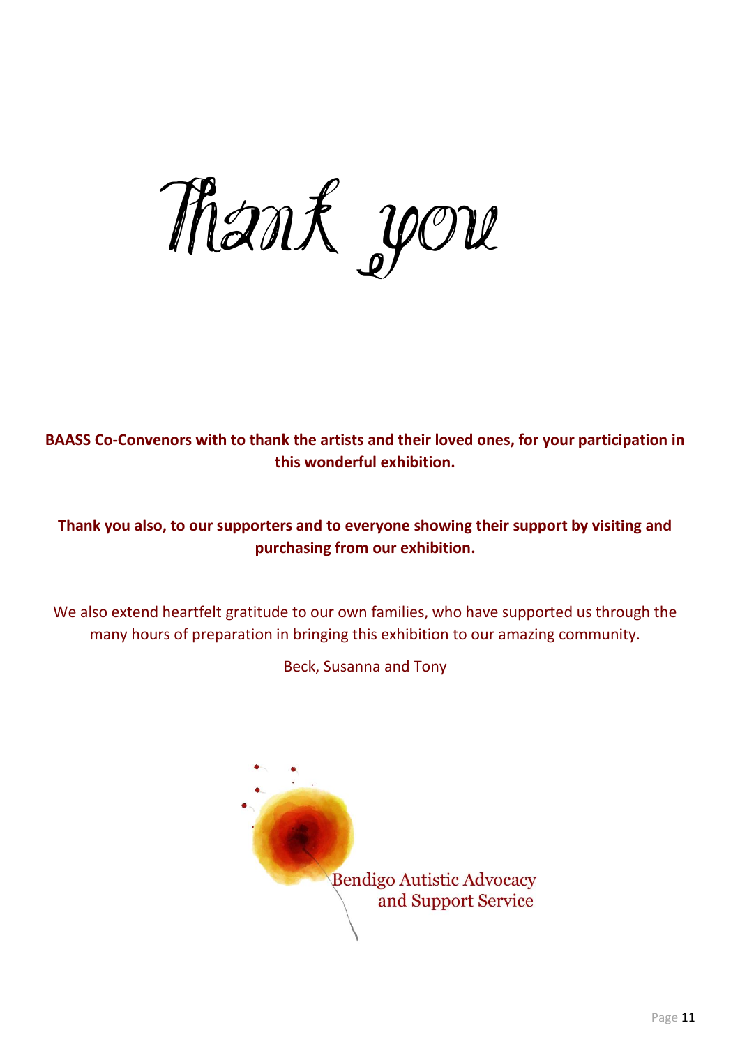# Thank you

**BAASS Co-Convenors with to thank the artists and their loved ones, for your participation in this wonderful exhibition.**

**Thank you also, to our supporters and to everyone showing their support by visiting and purchasing from our exhibition.**

We also extend heartfelt gratitude to our own families, who have supported us through the many hours of preparation in bringing this exhibition to our amazing community.

Beck, Susanna and Tony

Bendigo Autistic Advocacy and Support Service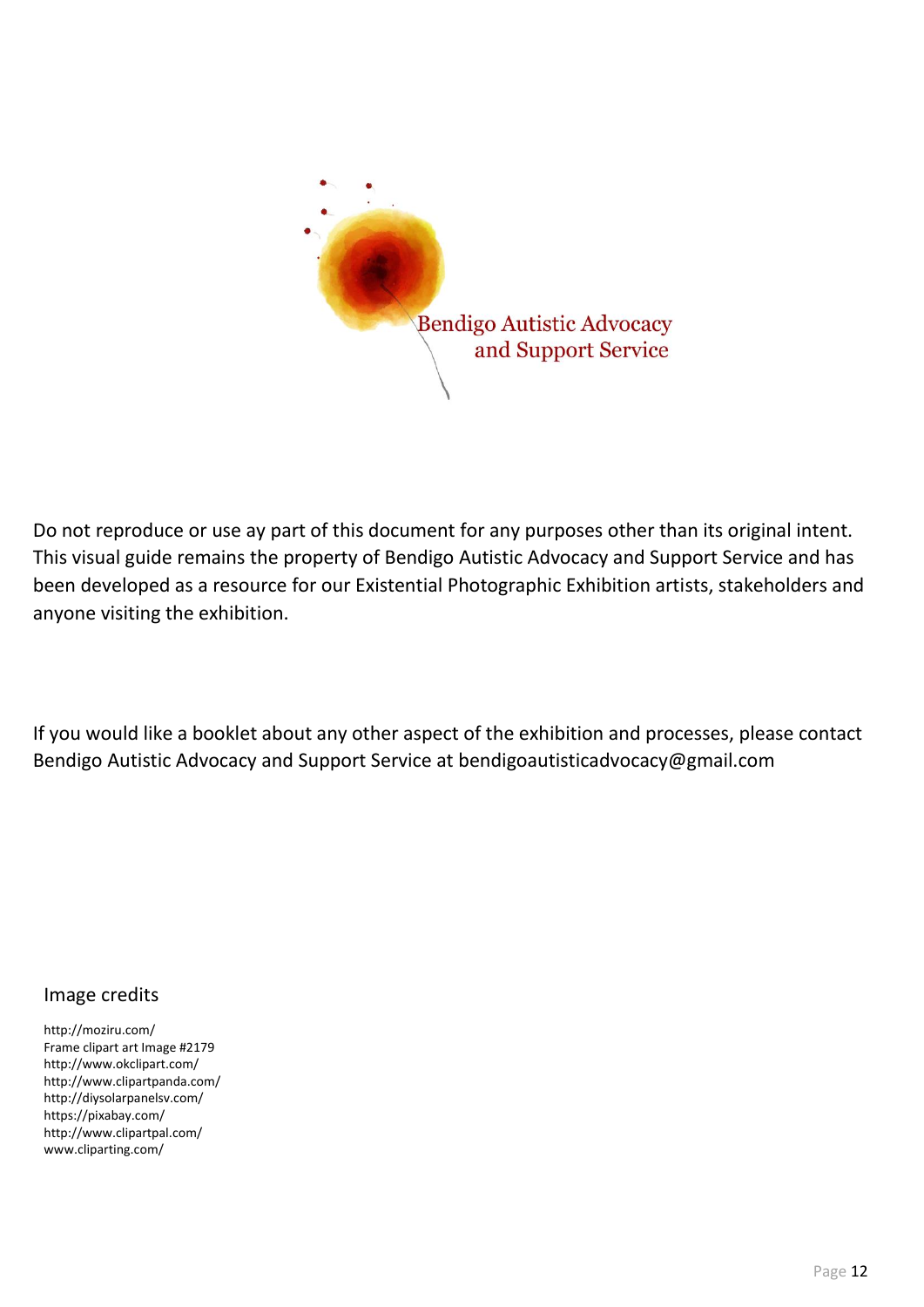Bendigo Autistic Advocacy and Support Service

Do not reproduce or use ay part of this document for any purposes other than its original intent. This visual guide remains the property of Bendigo Autistic Advocacy and Support Service and has been developed as a resource for our Existential Photographic Exhibition artists, stakeholders and anyone visiting the exhibition.

If you would like a booklet about any other aspect of the exhibition and processes, please contact Bendigo Autistic Advocacy and Support Service at bendigoautisticadvocacy@gmail.com

Image credits

http://moziru.com/
Frame clipart art Image #2179
http://www.okclipart.com/
http://www.clipartpanda.com/
http://diysolarpanelsv.com/
https://pixabay.com/
http://www.clipartpal.com/
www.cliparting.com/